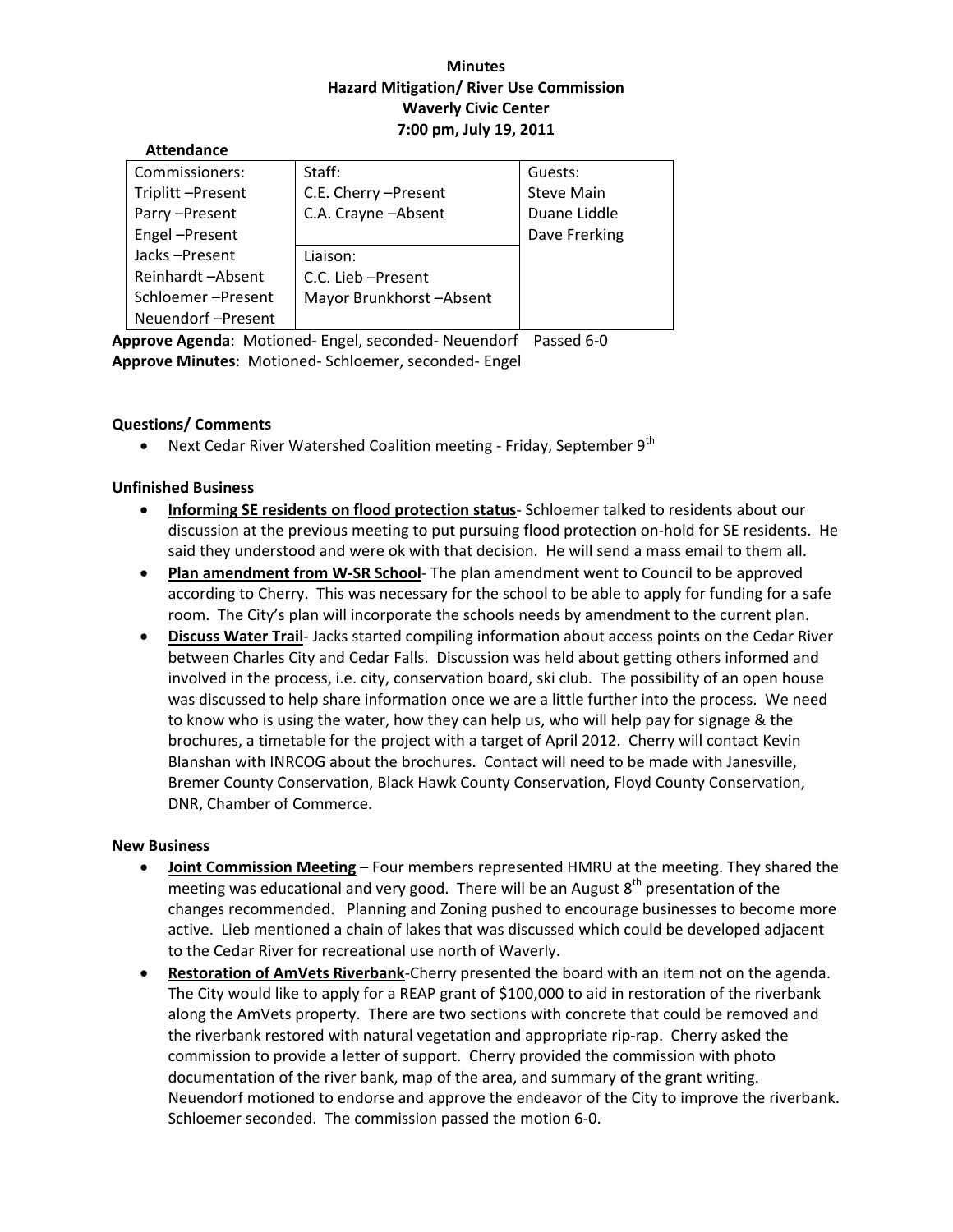**Minutes**
**Hazard Mitigation/ River Use Commission**
**Waverly Civic Center**
**7:00 pm, July 19, 2011**

**Attendance**

| Commissioners: | Staff: | Guests: |
|---|---|---|
| Triplitt –Present | C.E. Cherry –Present | Steve Main |
| Parry –Present | C.A. Crayne –Absent | Duane Liddle |
| Engel –Present | | Dave Frerking |
| Jacks –Present | Liaison: | |
| Reinhardt –Absent | C.C. Lieb –Present | |
| Schloemer –Present | Mayor Brunkhorst –Absent | |
| Neuendorf –Present | | |

**Approve Agenda**: Motioned- Engel, seconded- Neuendorf Passed 6-0
**Approve Minutes**: Motioned- Schloemer, seconded- Engel

**Questions/ Comments**

- Next Cedar River Watershed Coalition meeting - Friday, September 9th

**Unfinished Business**

- **Informing SE residents on flood protection status**- Schloemer talked to residents about our discussion at the previous meeting to put pursuing flood protection on-hold for SE residents. He said they understood and were ok with that decision. He will send a mass email to them all.
- **Plan amendment from W-SR School**- The plan amendment went to Council to be approved according to Cherry. This was necessary for the school to be able to apply for funding for a safe room. The City's plan will incorporate the schools needs by amendment to the current plan.
- **Discuss Water Trail**- Jacks started compiling information about access points on the Cedar River between Charles City and Cedar Falls. Discussion was held about getting others informed and involved in the process, i.e. city, conservation board, ski club. The possibility of an open house was discussed to help share information once we are a little further into the process. We need to know who is using the water, how they can help us, who will help pay for signage & the brochures, a timetable for the project with a target of April 2012. Cherry will contact Kevin Blanshan with INRCOG about the brochures. Contact will need to be made with Janesville, Bremer County Conservation, Black Hawk County Conservation, Floyd County Conservation, DNR, Chamber of Commerce.

**New Business**

- **Joint Commission Meeting** – Four members represented HMRU at the meeting. They shared the meeting was educational and very good. There will be an August 8th presentation of the changes recommended. Planning and Zoning pushed to encourage businesses to become more active. Lieb mentioned a chain of lakes that was discussed which could be developed adjacent to the Cedar River for recreational use north of Waverly.
- **Restoration of AmVets Riverbank**-Cherry presented the board with an item not on the agenda. The City would like to apply for a REAP grant of $100,000 to aid in restoration of the riverbank along the AmVets property. There are two sections with concrete that could be removed and the riverbank restored with natural vegetation and appropriate rip-rap. Cherry asked the commission to provide a letter of support. Cherry provided the commission with photo documentation of the river bank, map of the area, and summary of the grant writing. Neuendorf motioned to endorse and approve the endeavor of the City to improve the riverbank. Schloemer seconded. The commission passed the motion 6-0.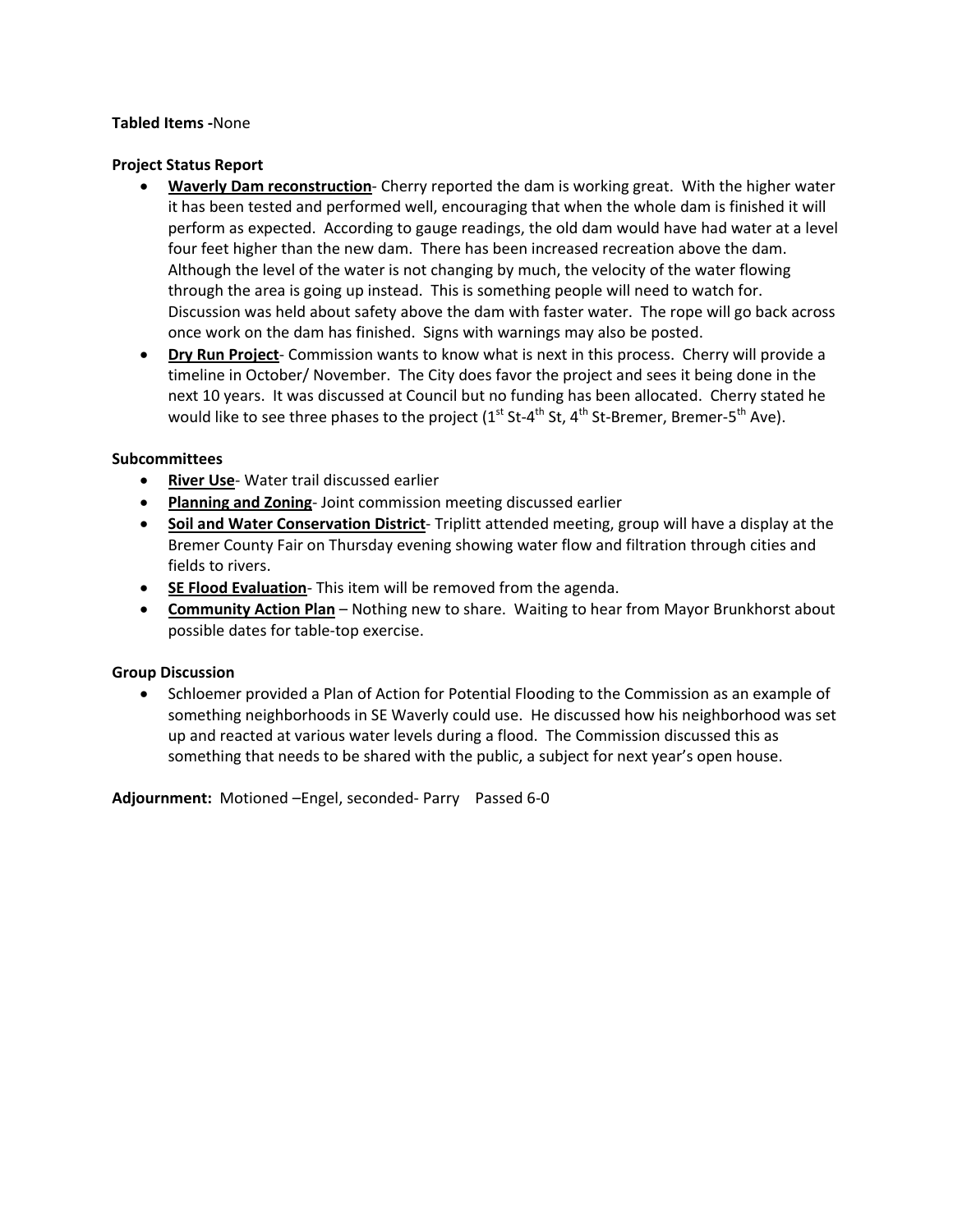**Tabled Items -**None

**Project Status Report**

- **Waverly Dam reconstruction**- Cherry reported the dam is working great. With the higher water it has been tested and performed well, encouraging that when the whole dam is finished it will perform as expected. According to gauge readings, the old dam would have had water at a level four feet higher than the new dam. There has been increased recreation above the dam. Although the level of the water is not changing by much, the velocity of the water flowing through the area is going up instead. This is something people will need to watch for. Discussion was held about safety above the dam with faster water. The rope will go back across once work on the dam has finished. Signs with warnings may also be posted.
- **Dry Run Project**- Commission wants to know what is next in this process. Cherry will provide a timeline in October/ November. The City does favor the project and sees it being done in the next 10 years. It was discussed at Council but no funding has been allocated. Cherry stated he would like to see three phases to the project (1st St-4th St, 4th St-Bremer, Bremer-5th Ave).

**Subcommittees**

- **River Use**- Water trail discussed earlier
- **Planning and Zoning**- Joint commission meeting discussed earlier
- **Soil and Water Conservation District**- Triplitt attended meeting, group will have a display at the Bremer County Fair on Thursday evening showing water flow and filtration through cities and fields to rivers.
- **SE Flood Evaluation**- This item will be removed from the agenda.
- **Community Action Plan** – Nothing new to share. Waiting to hear from Mayor Brunkhorst about possible dates for table-top exercise.

**Group Discussion**

- Schloemer provided a Plan of Action for Potential Flooding to the Commission as an example of something neighborhoods in SE Waverly could use. He discussed how his neighborhood was set up and reacted at various water levels during a flood. The Commission discussed this as something that needs to be shared with the public, a subject for next year's open house.

**Adjournment:** Motioned –Engel, seconded- Parry Passed 6-0